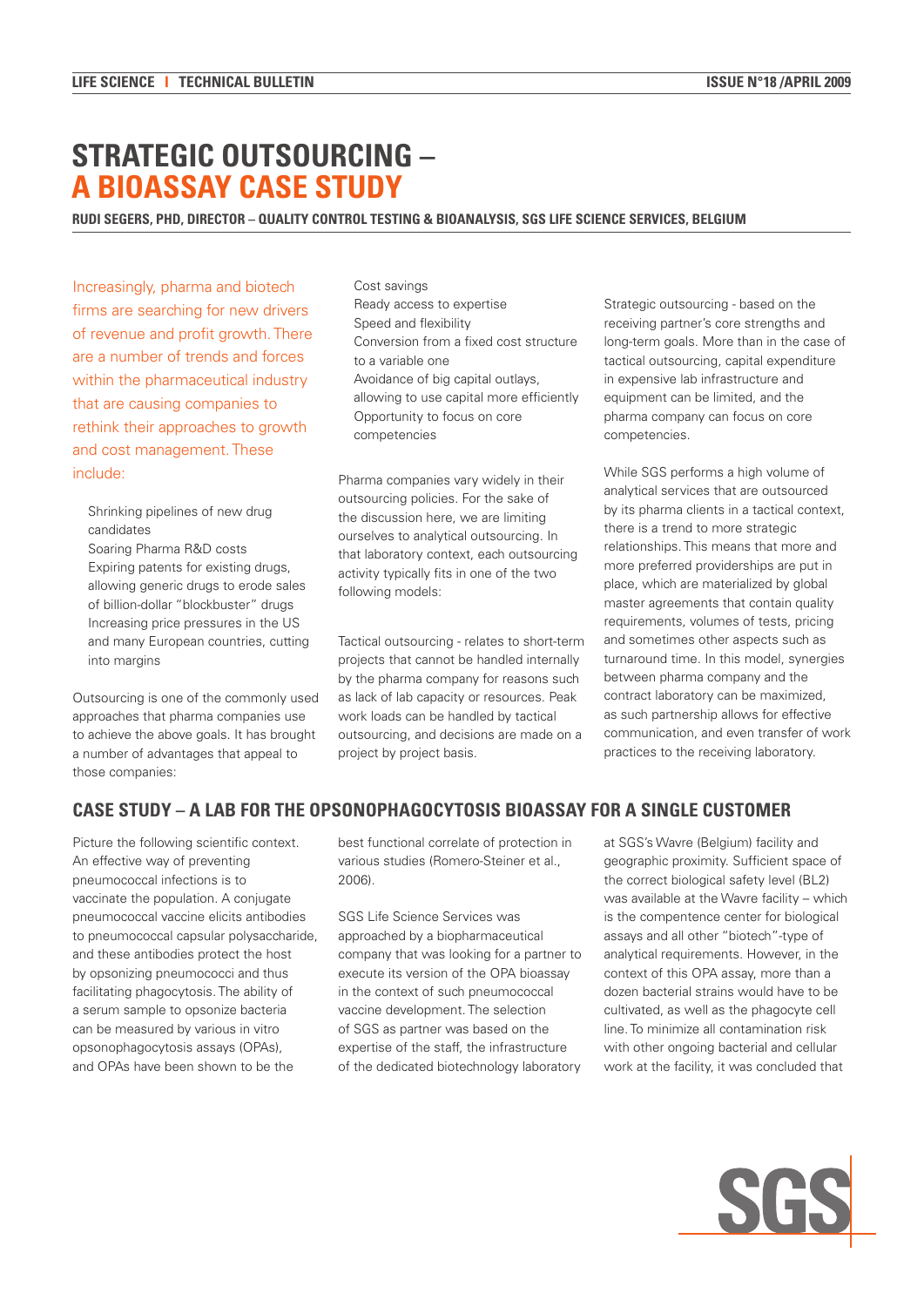# STRATEGIC OUTSOURCING – A BIOASSAY CASE STUDY

**RUDI SEGERS, PHD, DIRECTOR – QUALITY CONTROL TESTING & BIOANALYSIS, SGS LIFE SCIENCE SERVICES, BELGIUM**

Increasingly, pharma and biotech firms are searching for new drivers of revenue and profit growth. There are a number of trends and forces within the pharmaceutical industry that are causing companies to rethink their approaches to growth and cost management. These include:

- Shrinking pipelines of new drug candidates
- Soaring Pharma R&D costs
- Expiring patents for existing drugs, allowing generic drugs to erode sales of billion-dollar "blockbuster" drugs
- Increasing price pressures in the US and many European countries, cutting into margins

Outsourcing is one of the commonly used approaches that pharma companies use to achieve the above goals. It has brought a number of advantages that appeal to those companies:

- Cost savings
- Ready access to expertise
- Speed and flexibility
- Conversion from a fixed cost structure to a variable one
- Avoidance of big capital outlays, allowing to use capital more efficiently
- Opportunity to focus on core competencies

Pharma companies vary widely in their outsourcing policies. For the sake of the discussion here, we are limiting ourselves to analytical outsourcing. In that laboratory context, each outsourcing activity typically fits in one of the two following models:

Tactical outsourcing - relates to short-term projects that cannot be handled internally by the pharma company for reasons such as lack of lab capacity or resources. Peak work loads can be handled by tactical outsourcing, and decisions are made on a project by project basis.

Strategic outsourcing - based on the receiving partner's core strengths and long-term goals. More than in the case of tactical outsourcing, capital expenditure in expensive lab infrastructure and equipment can be limited, and the pharma company can focus on core competencies.

While SGS performs a high volume of analytical services that are outsourced by its pharma clients in a tactical context, there is a trend to more strategic relationships. This means that more and more preferred providerships are put in place, which are materialized by global master agreements that contain quality requirements, volumes of tests, pricing and sometimes other aspects such as turnaround time. In this model, synergies between pharma company and the contract laboratory can be maximized, as such partnership allows for effective communication, and even transfer of work practices to the receiving laboratory.

## CASE STUDY – A LAB FOR THE OPSONOPHAGOCYTOSIS BIOASSAY FOR A SINGLE CUSTOMER

Picture the following scientific context. An effective way of preventing pneumococcal infections is to vaccinate the population. A conjugate pneumococcal vaccine elicits antibodies to pneumococcal capsular polysaccharide, and these antibodies protect the host by opsonizing pneumococci and thus facilitating phagocytosis. The ability of a serum sample to opsonize bacteria can be measured by various in vitro opsonophagocytosis assays (OPAs), and OPAs have been shown to be the best functional correlate of protection in various studies (Romero-Steiner et al., 2006).

SGS Life Science Services was approached by a biopharmaceutical company that was looking for a partner to execute its version of the OPA bioassay in the context of such pneumococcal vaccine development. The selection of SGS as partner was based on the expertise of the staff, the infrastructure of the dedicated biotechnology laboratory at SGS's Wavre (Belgium) facility and geographic proximity. Sufficient space of the correct biological safety level (BL2) was available at the Wavre facility – which is the compentence center for biological assays and all other "biotech"-type of analytical requirements. However, in the context of this OPA assay, more than a dozen bacterial strains would have to be cultivated, as well as the phagocyte cell line. To minimize all contamination risk with other ongoing bacterial and cellular work at the facility, it was concluded that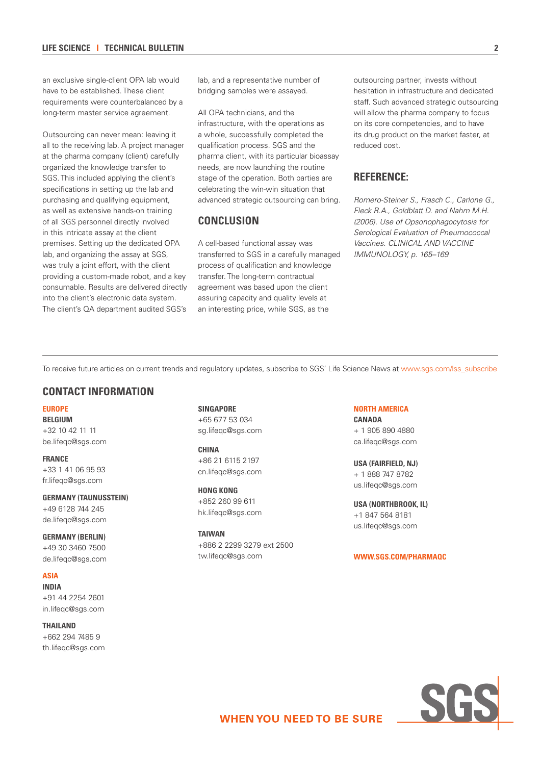an exclusive single-client OPA lab would have to be established. These client requirements were counterbalanced by a long-term master service agreement.

Outsourcing can never mean: leaving it all to the receiving lab. A project manager at the pharma company (client) carefully organized the knowledge transfer to SGS. This included applying the client's specifications in setting up the lab and purchasing and qualifying equipment, as well as extensive hands-on training of all SGS personnel directly involved in this intricate assay at the client premises. Setting up the dedicated OPA lab, and organizing the assay at SGS, was truly a joint effort, with the client providing a custom-made robot, and a key consumable. Results are delivered directly into the client's electronic data system. The client's QA department audited SGS's lab, and a representative number of bridging samples were assayed.

All OPA technicians, and the infrastructure, with the operations as a whole, successfully completed the qualification process. SGS and the pharma client, with its particular bioassay needs, are now launching the routine stage of the operation. Both parties are celebrating the win-win situation that advanced strategic outsourcing can bring.

## CONCLUSION

A cell-based functional assay was transferred to SGS in a carefully managed process of qualification and knowledge transfer. The long-term contractual agreement was based upon the client assuring capacity and quality levels at an interesting price, while SGS, as the outsourcing partner, invests without hesitation in infrastructure and dedicated staff. Such advanced strategic outsourcing will allow the pharma company to focus on its core competencies, and to have its drug product on the market faster, at reduced cost.

## REFERENCE:

*Romero-Steiner S., Frasch C., Carlone G., Fleck R.A., Goldblatt D. and Nahm M.H. (2006). Use of Opsonophagocytosis for Serological Evaluation of Pneumococcal Vaccines. CLINICAL AND VACCINE IMMUNOLOGY, p. 165–169*

---

To receive future articles on current trends and regulatory updates, subscribe to SGS' Life Science News at www.sgs.com/lss_subscribe

## CONTACT INFORMATION

**EUROPE**

**BELGIUM**
+32 10 42 11 11
be.lifeqc@sgs.com

**FRANCE**
+33 1 41 06 95 93
fr.lifeqc@sgs.com

**GERMANY (TAUNUSSTEIN)**
+49 6128 744 245
de.lifeqc@sgs.com

**GERMANY (BERLIN)**
+49 30 3460 7500
de.lifeqc@sgs.com

**ASIA**

**INDIA**
+91 44 2254 2601
in.lifeqc@sgs.com

**THAILAND**
+662 294 7485 9
th.lifeqc@sgs.com

**SINGAPORE**
+65 677 53 034
sg.lifeqc@sgs.com

**CHINA**
+86 21 6115 2197
cn.lifeqc@sgs.com

**HONG KONG**
+852 260 99 611
hk.lifeqc@sgs.com

**TAIWAN**
+886 2 2299 3279 ext 2500
tw.lifeqc@sgs.com

**NORTH AMERICA**

**CANADA**
+ 1 905 890 4880
ca.lifeqc@sgs.com

**USA (FAIRFIELD, NJ)**
+ 1 888 747 8782
us.lifeqc@sgs.com

**USA (NORTHBROOK, IL)**
+1 847 564 8181
us.lifeqc@sgs.com

**WWW.SGS.COM/PHARMAQC**

WHEN YOU NEED TO BE SURE

SGS